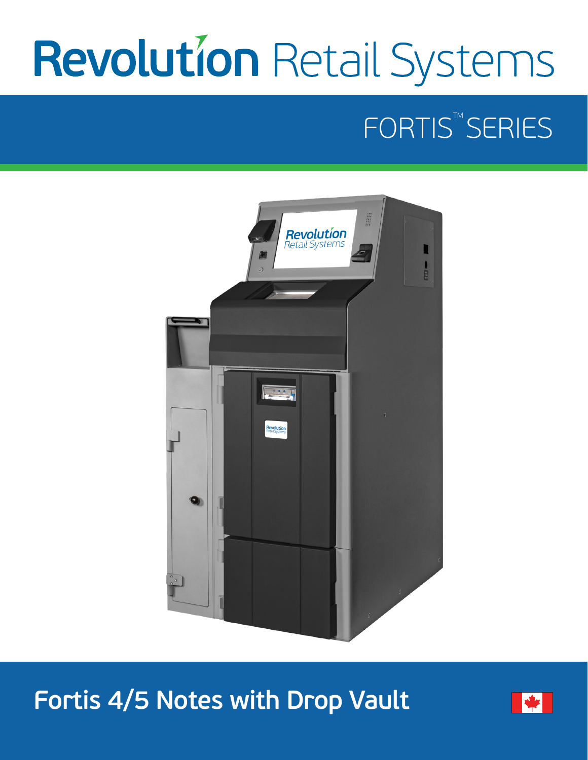# Revolution Retail Systems

## FORTIS™ SERIES

## Fortis 4/5 Notes with Drop Vault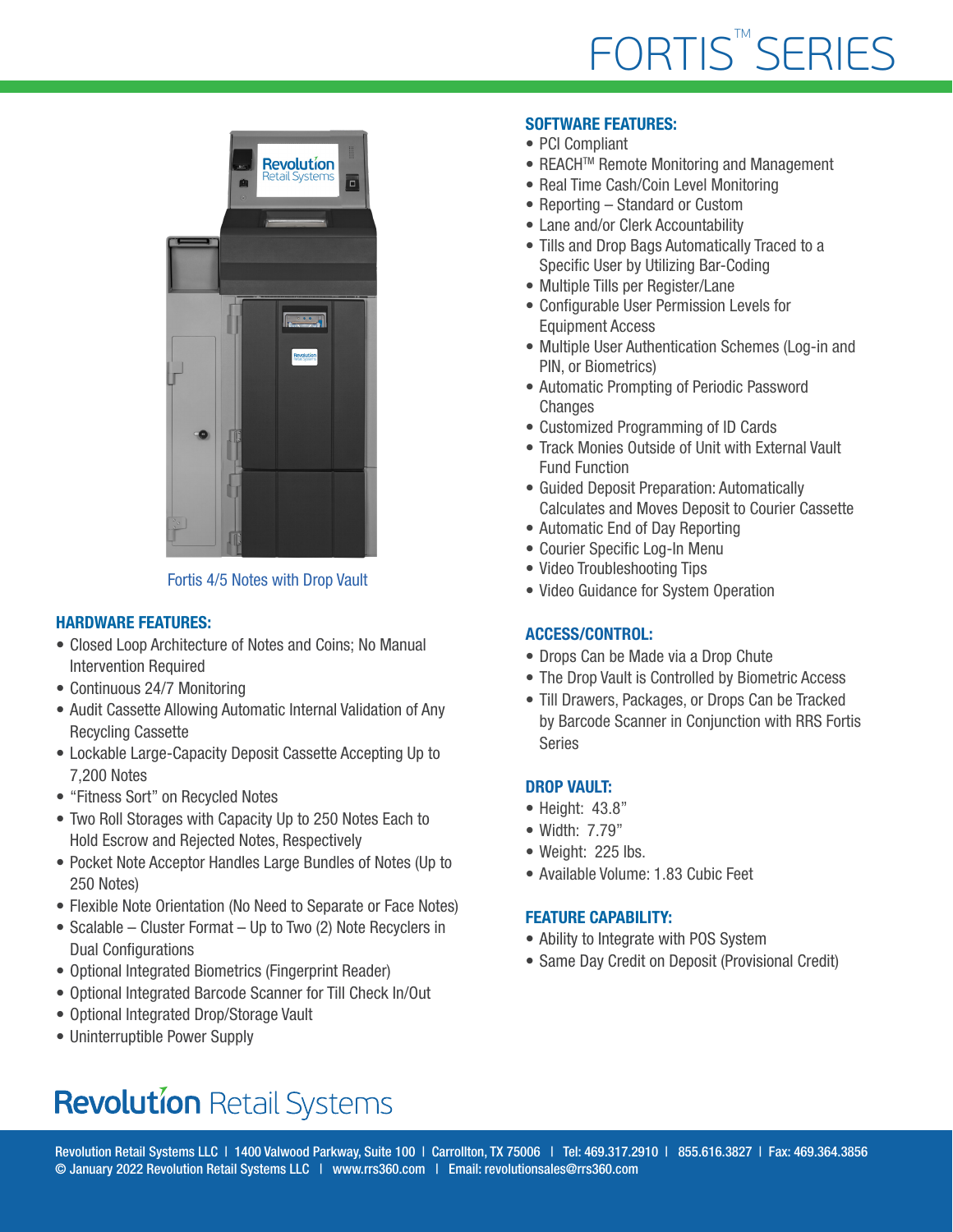# FORTIS™ SERIES

Fortis 4/5 Notes with Drop Vault

## HARDWARE FEATURES:

- Closed Loop Architecture of Notes and Coins; No Manual Intervention Required
- Continuous 24/7 Monitoring
- Audit Cassette Allowing Automatic Internal Validation of Any Recycling Cassette
- Lockable Large-Capacity Deposit Cassette Accepting Up to 7,200 Notes
- "Fitness Sort" on Recycled Notes
- Two Roll Storages with Capacity Up to 250 Notes Each to Hold Escrow and Rejected Notes, Respectively
- Pocket Note Acceptor Handles Large Bundles of Notes (Up to 250 Notes)
- Flexible Note Orientation (No Need to Separate or Face Notes)
- Scalable – Cluster Format – Up to Two (2) Note Recyclers in Dual Configurations
- Optional Integrated Biometrics (Fingerprint Reader)
- Optional Integrated Barcode Scanner for Till Check In/Out
- Optional Integrated Drop/Storage Vault
- Uninterruptible Power Supply

## SOFTWARE FEATURES:

- PCI Compliant
- REACH™ Remote Monitoring and Management
- Real Time Cash/Coin Level Monitoring
- Reporting – Standard or Custom
- Lane and/or Clerk Accountability
- Tills and Drop Bags Automatically Traced to a Specific User by Utilizing Bar-Coding
- Multiple Tills per Register/Lane
- Configurable User Permission Levels for Equipment Access
- Multiple User Authentication Schemes (Log-in and PIN, or Biometrics)
- Automatic Prompting of Periodic Password Changes
- Customized Programming of ID Cards
- Track Monies Outside of Unit with External Vault Fund Function
- Guided Deposit Preparation: Automatically Calculates and Moves Deposit to Courier Cassette
- Automatic End of Day Reporting
- Courier Specific Log-In Menu
- Video Troubleshooting Tips
- Video Guidance for System Operation

## ACCESS/CONTROL:

- Drops Can be Made via a Drop Chute
- The Drop Vault is Controlled by Biometric Access
- Till Drawers, Packages, or Drops Can be Tracked by Barcode Scanner in Conjunction with RRS Fortis Series

## DROP VAULT:

- Height: 43.8"
- Width: 7.79"
- Weight: 225 lbs.
- Available Volume: 1.83 Cubic Feet

## FEATURE CAPABILITY:

- Ability to Integrate with POS System
- Same Day Credit on Deposit (Provisional Credit)

**Revolution** Retail Systems

Revolution Retail Systems LLC | 1400 Valwood Parkway, Suite 100 | Carrollton, TX 75006 | Tel: 469.317.2910 | 855.616.3827 | Fax: 469.364.3856
© January 2022 Revolution Retail Systems LLC | www.rrs360.com | Email: revolutionsales@rrs360.com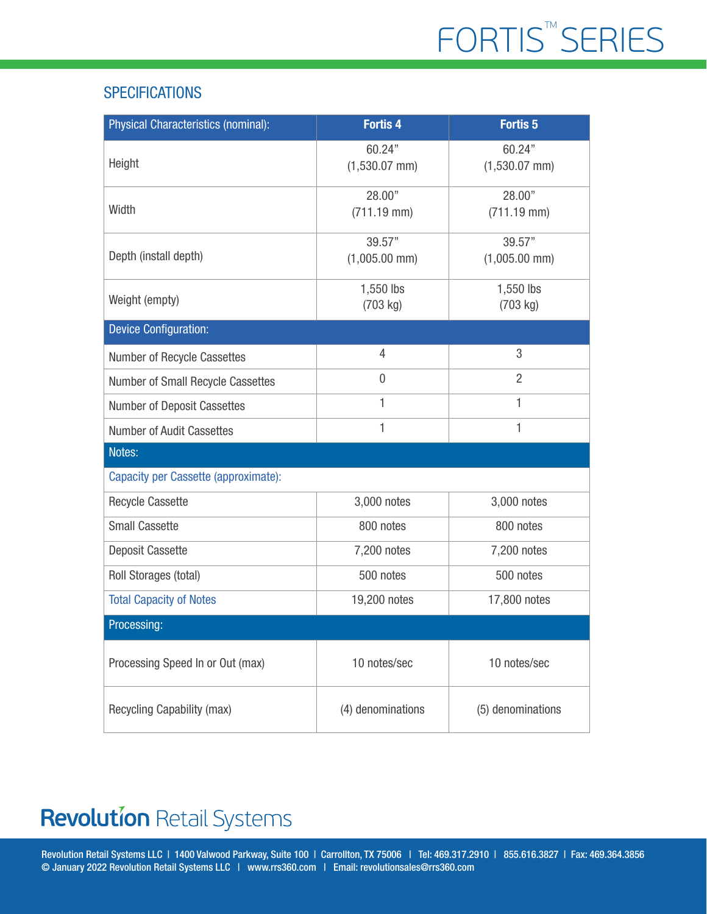# FORTIS™ SERIES

## SPECIFICATIONS

| Physical Characteristics (nominal): | Fortis 4 | Fortis 5 |
|---|---|---|
| Height | 60.24" (1,530.07 mm) | 60.24" (1,530.07 mm) |
| Width | 28.00" (711.19 mm) | 28.00" (711.19 mm) |
| Depth (install depth) | 39.57" (1,005.00 mm) | 39.57" (1,005.00 mm) |
| Weight (empty) | 1,550 lbs (703 kg) | 1,550 lbs (703 kg) |
| **Device Configuration:** | | |
| Number of Recycle Cassettes | 4 | 3 |
| Number of Small Recycle Cassettes | 0 | 2 |
| Number of Deposit Cassettes | 1 | 1 |
| Number of Audit Cassettes | 1 | 1 |
| **Notes:** | | |
| Capacity per Cassette (approximate): | | |
| Recycle Cassette | 3,000 notes | 3,000 notes |
| Small Cassette | 800 notes | 800 notes |
| Deposit Cassette | 7,200 notes | 7,200 notes |
| Roll Storages (total) | 500 notes | 500 notes |
| Total Capacity of Notes | 19,200 notes | 17,800 notes |
| **Processing:** | | |
| Processing Speed In or Out (max) | 10 notes/sec | 10 notes/sec |
| Recycling Capability (max) | (4) denominations | (5) denominations |

**Revolution** Retail Systems

Revolution Retail Systems LLC | 1400 Valwood Parkway, Suite 100 | Carrollton, TX 75006 | Tel: 469.317.2910 | 855.616.3827 | Fax: 469.364.3856
© January 2022 Revolution Retail Systems LLC | www.rrs360.com | Email: revolutionsales@rrs360.com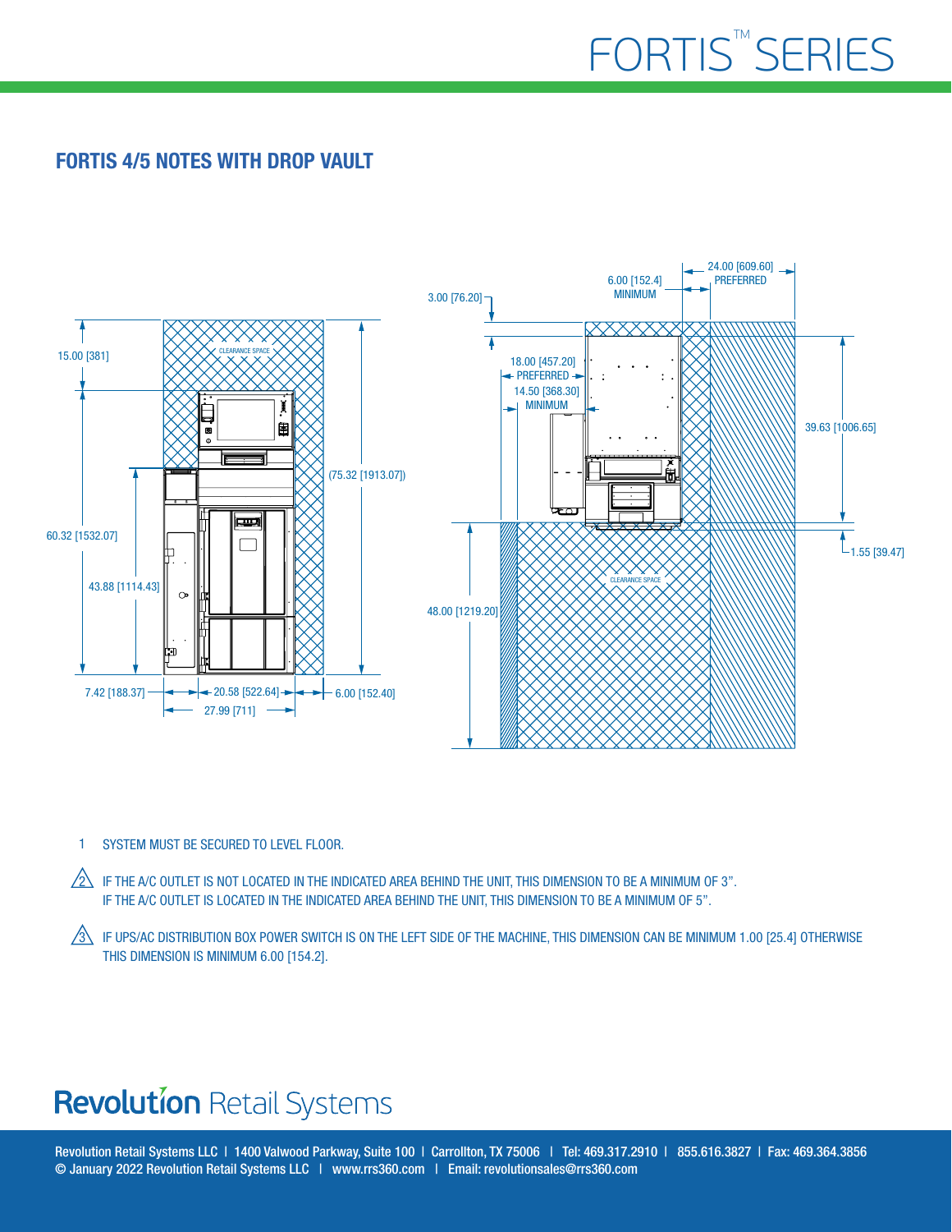# FORTIS 4/5 NOTES WITH DROP VAULT

15.00 [381]
CLEARANCE SPACE
(75.32 [1913.07])
60.32 [1532.07]
43.88 [1114.43]
7.42 [188.37]
20.58 [522.64]
6.00 [152.40]
27.99 [711]

3.00 [76.20]
6.00 [152.4]
MINIMUM
24.00 [609.60]
PREFERRED
18.00 [457.20]
PREFERRED
14.50 [368.30]
MINIMUM
39.63 [1006.65]
1.55 [39.47]
48.00 [1219.20]
CLEARANCE SPACE

1 SYSTEM MUST BE SECURED TO LEVEL FLOOR.

2 IF THE A/C OUTLET IS NOT LOCATED IN THE INDICATED AREA BEHIND THE UNIT, THIS DIMENSION TO BE A MINIMUM OF 3".
IF THE A/C OUTLET IS LOCATED IN THE INDICATED AREA BEHIND THE UNIT, THIS DIMENSION TO BE A MINIMUM OF 5".

3 IF UPS/AC DISTRIBUTION BOX POWER SWITCH IS ON THE LEFT SIDE OF THE MACHINE, THIS DIMENSION CAN BE MINIMUM 1.00 [25.4] OTHERWISE THIS DIMENSION IS MINIMUM 6.00 [154.2].